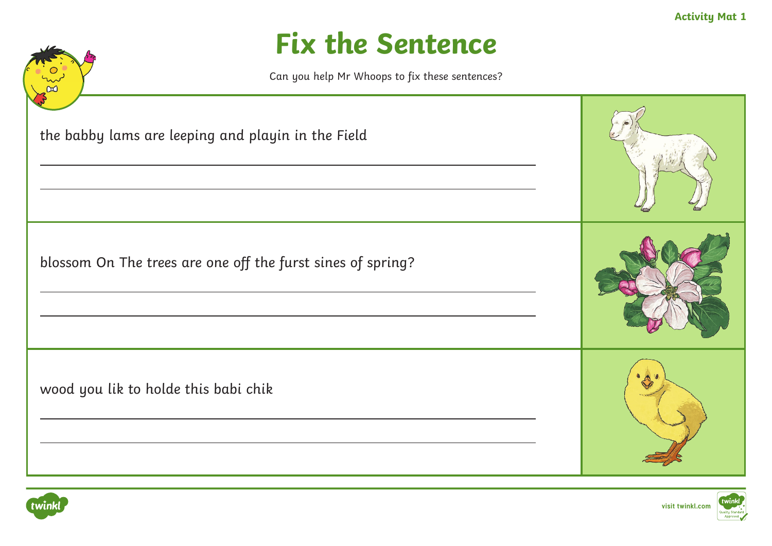Activity Mat 1

# Fix the Sentence

Can you help Mr Whoops to fix these sentences?

the babby lams are leeping and playin in the Field

\_\_\_\_\_\_\_\_\_\_\_\_\_\_\_\_\_\_\_\_\_\_\_\_\_\_\_\_\_\_\_\_\_\_\_\_\_\_\_\_\_\_\_\_\_\_\_\_

\_\_\_\_\_\_\_\_\_\_\_\_\_\_\_\_\_\_\_\_\_\_\_\_\_\_\_\_\_\_\_\_\_\_\_\_\_\_\_\_\_\_\_\_\_\_\_\_

blossom On The trees are one off the furst sines of spring?

\_\_\_\_\_\_\_\_\_\_\_\_\_\_\_\_\_\_\_\_\_\_\_\_\_\_\_\_\_\_\_\_\_\_\_\_\_\_\_\_\_\_\_\_\_\_\_\_

\_\_\_\_\_\_\_\_\_\_\_\_\_\_\_\_\_\_\_\_\_\_\_\_\_\_\_\_\_\_\_\_\_\_\_\_\_\_\_\_\_\_\_\_\_\_\_\_

wood you lik to holde this babi chik

\_\_\_\_\_\_\_\_\_\_\_\_\_\_\_\_\_\_\_\_\_\_\_\_\_\_\_\_\_\_\_\_\_\_\_\_\_\_\_\_\_\_\_\_\_\_\_\_

\_\_\_\_\_\_\_\_\_\_\_\_\_\_\_\_\_\_\_\_\_\_\_\_\_\_\_\_\_\_\_\_\_\_\_\_\_\_\_\_\_\_\_\_\_\_\_\_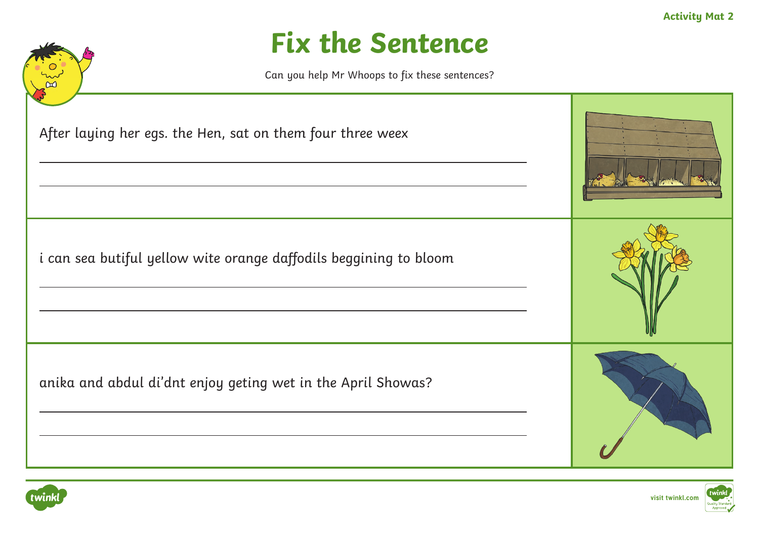Activity Mat 2

# Fix the Sentence

Can you help Mr Whoops to fix these sentences?

After laying her egs. the Hen, sat on them four three weex

_______________________________________________

_______________________________________________

i can sea butiful yellow wite orange daffodils beggining to bloom

_______________________________________________

_______________________________________________

anika and abdul di'dnt enjoy geting wet in the April Showas?

_______________________________________________

_______________________________________________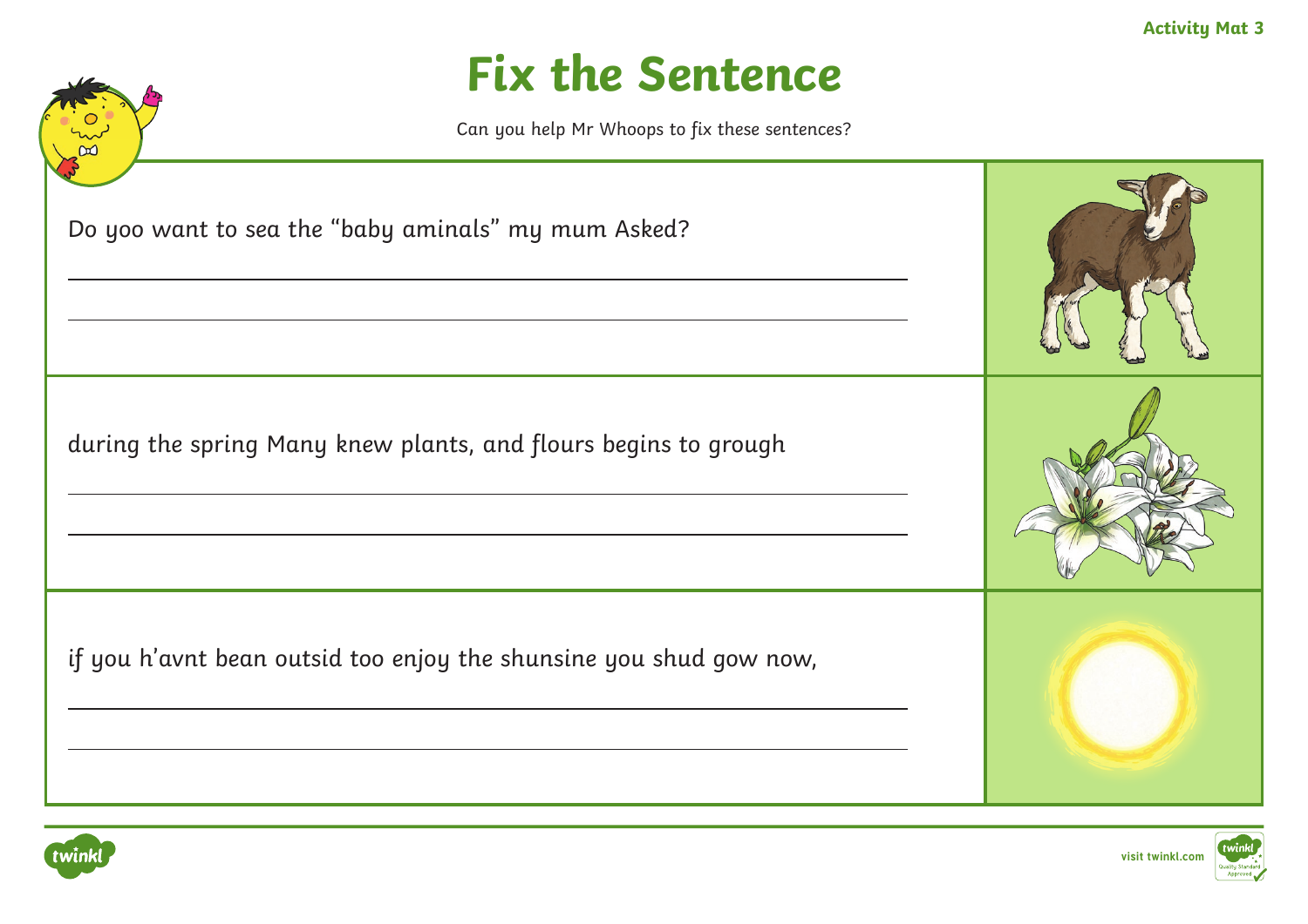Activity Mat 3

# Fix the Sentence

Can you help Mr Whoops to fix these sentences?

Do yoo want to sea the "baby aminals" my mum Asked?

during the spring Many knew plants, and flours begins to grough

if you h'avnt bean outsid too enjoy the shunsine you shud gow now,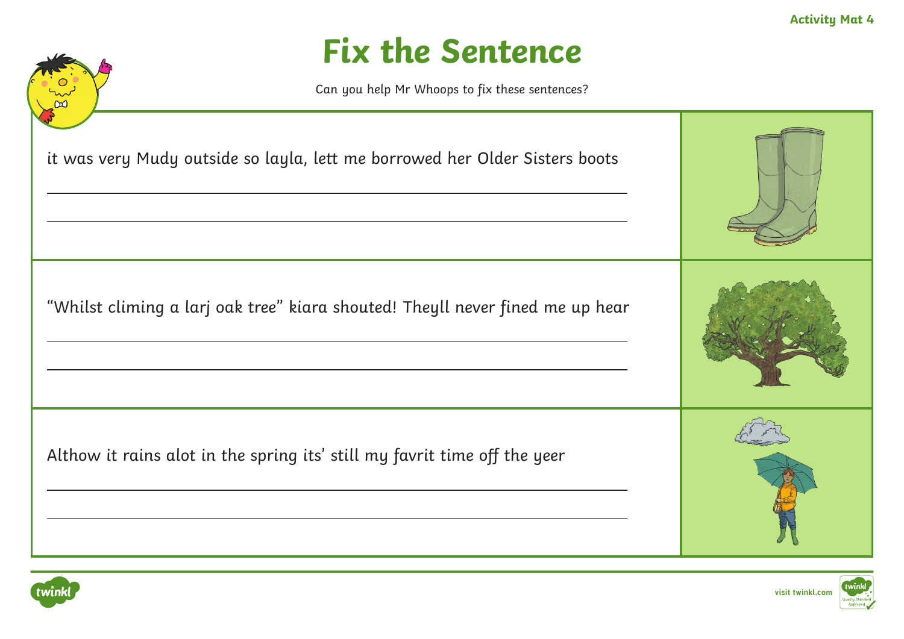Activity Mat 4

# Fix the Sentence

Can you help Mr Whoops to fix these sentences?

it was very Mudy outside so layla, lett me borrowed her Older Sisters boots

"Whilst climing a larj oak tree" kiara shouted! Theyll never fined me up hear

Althow it rains alot in the spring its' still my favrit time off the yeer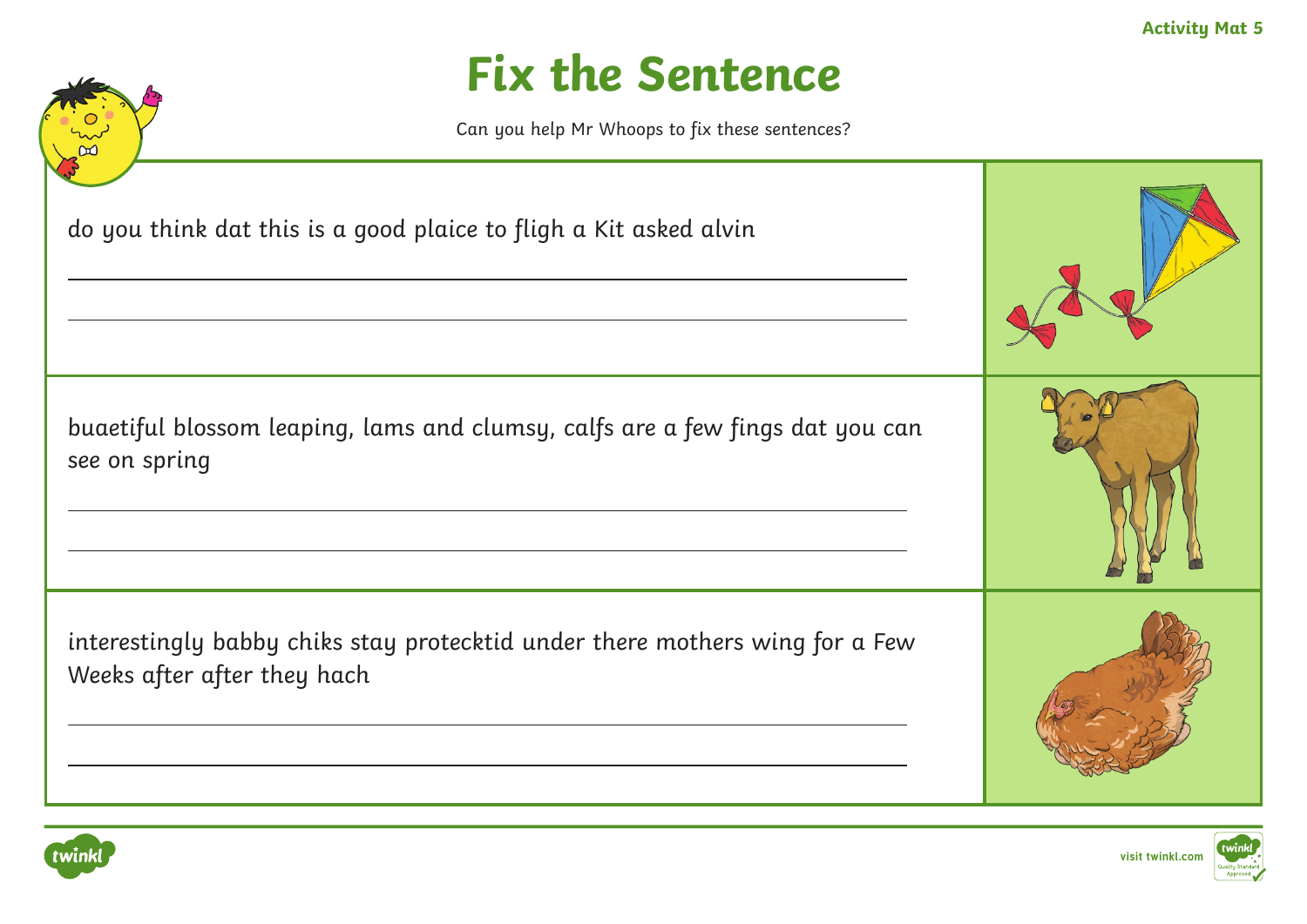Activity Mat 5

# Fix the Sentence

Can you help Mr Whoops to fix these sentences?

do you think dat this is a good plaice to fligh a Kit asked alvin

______________________________________________

______________________________________________

buaetiful blossom leaping, lams and clumsy, calfs are a few fings dat you can see on spring

______________________________________________

______________________________________________

interestingly babby chiks stay protecktid under there mothers wing for a Few Weeks after after they hach

______________________________________________

______________________________________________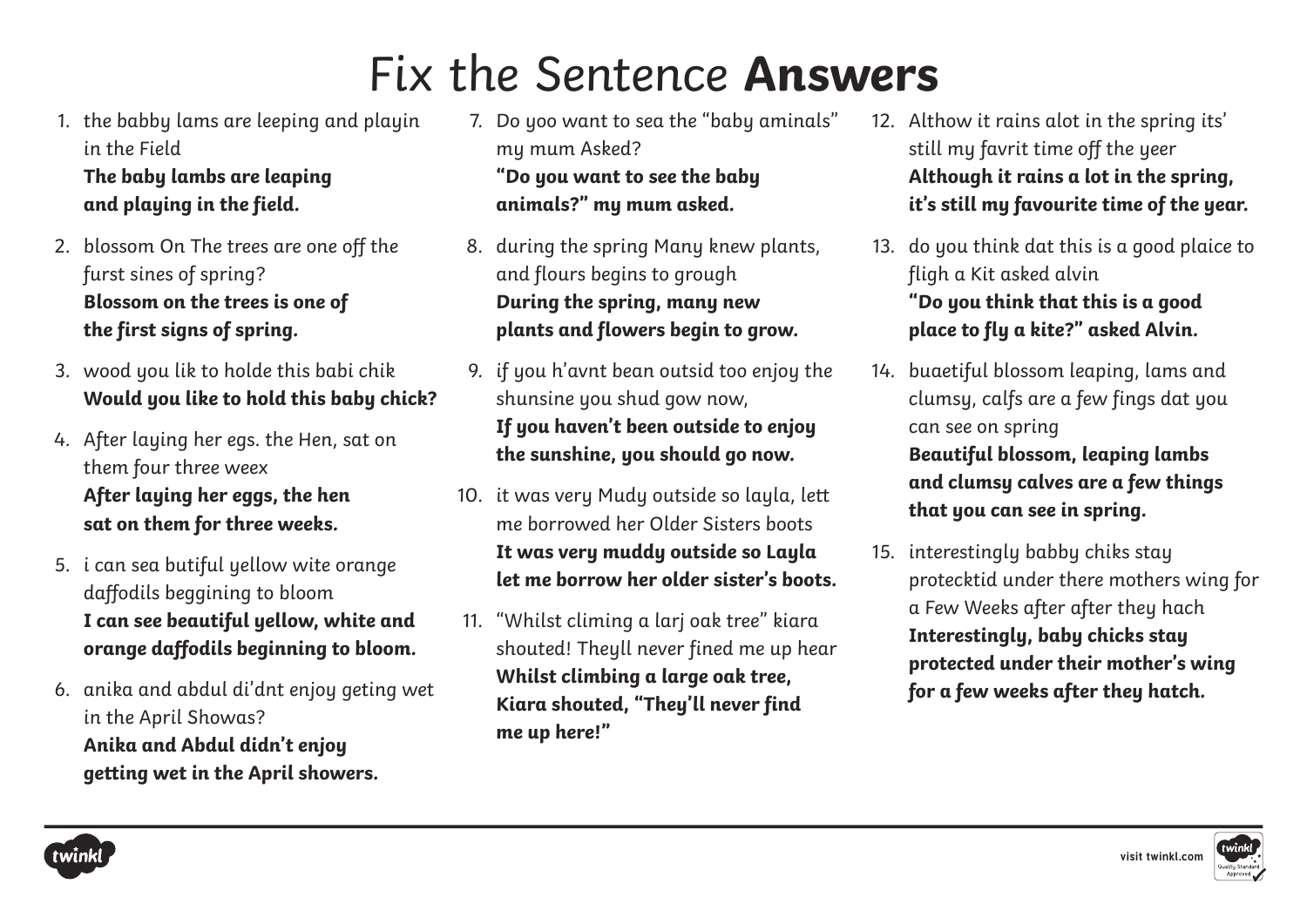# Fix the Sentence **Answers**

1. the babby lams are leeping and playin in the Field
   **The baby lambs are leaping and playing in the field.**

2. blossom On The trees are one off the furst sines of spring?
   **Blossom on the trees is one of the first signs of spring.**

3. wood you lik to holde this babi chik
   **Would you like to hold this baby chick?**

4. After laying her egs. the Hen, sat on them four three weex
   **After laying her eggs, the hen sat on them for three weeks.**

5. i can sea butiful yellow wite orange daffodils beggining to bloom
   **I can see beautiful yellow, white and orange daffodils beginning to bloom.**

6. anika and abdul di'dnt enjoy geting wet in the April Showas?
   **Anika and Abdul didn't enjoy getting wet in the April showers.**

7. Do yoo want to sea the "baby aminals" my mum Asked?
   **"Do you want to see the baby animals?" my mum asked.**

8. during the spring Many knew plants, and flours begins to grough
   **During the spring, many new plants and flowers begin to grow.**

9. if you h'avnt bean outsid too enjoy the shunsine you shud gow now,
   **If you haven't been outside to enjoy the sunshine, you should go now.**

10. it was very Mudy outside so layla, lett me borrowed her Older Sisters boots
    **It was very muddy outside so Layla let me borrow her older sister's boots.**

11. "Whilst climing a larj oak tree" kiara shouted! Theyll never fined me up hear
    **Whilst climbing a large oak tree, Kiara shouted, "They'll never find me up here!"**

12. Althow it rains alot in the spring its' still my favrit time off the yeer
    **Although it rains a lot in the spring, it's still my favourite time of the year.**

13. do you think dat this is a good plaice to fligh a Kit asked alvin
    **"Do you think that this is a good place to fly a kite?" asked Alvin.**

14. buaetiful blossom leaping, lams and clumsy, calfs are a few fings dat you can see on spring
    **Beautiful blossom, leaping lambs and clumsy calves are a few things that you can see in spring.**

15. interestingly babby chiks stay proteckted under there mothers wing for a Few Weeks after after they hach
    **Interestingly, baby chicks stay protected under their mother's wing for a few weeks after they hatch.**